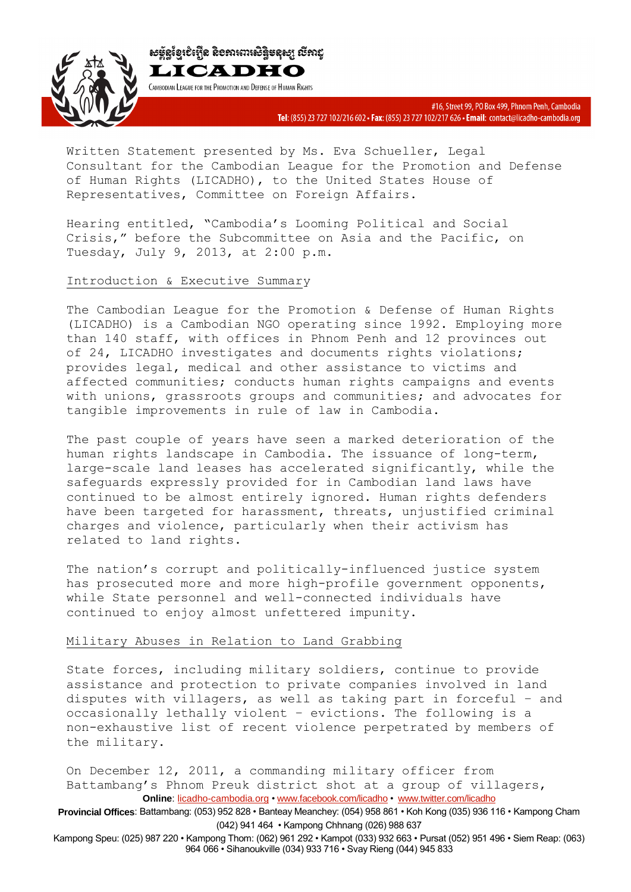Written Statement presented by Ms. Eva Schueller, Legal Consultant for the Cambodian League for the Promotion and Defense of Human Rights (LICADHO), to the United States House of Representatives, Committee on Foreign Affairs.

Hearing entitled, "Cambodia's Looming Political and Social Crisis," before the Subcommittee on Asia and the Pacific, on Tuesday, July 9, 2013, at 2:00 p.m.

## Introduction & Executive Summary

The Cambodian League for the Promotion & Defense of Human Rights (LICADHO) is a Cambodian NGO operating since 1992. Employing more than 140 staff, with offices in Phnom Penh and 12 provinces out of 24, LICADHO investigates and documents rights violations; provides legal, medical and other assistance to victims and affected communities; conducts human rights campaigns and events with unions, grassroots groups and communities; and advocates for tangible improvements in rule of law in Cambodia.

The past couple of years have seen a marked deterioration of the human rights landscape in Cambodia. The issuance of long-term, large-scale land leases has accelerated significantly, while the safeguards expressly provided for in Cambodian land laws have continued to be almost entirely ignored. Human rights defenders have been targeted for harassment, threats, unjustified criminal charges and violence, particularly when their activism has related to land rights.

The nation's corrupt and politically-influenced justice system has prosecuted more and more high-profile government opponents, while State personnel and well-connected individuals have continued to enjoy almost unfettered impunity.

## Military Abuses in Relation to Land Grabbing

State forces, including military soldiers, continue to provide assistance and protection to private companies involved in land disputes with villagers, as well as taking part in forceful – and occasionally lethally violent – evictions. The following is a non-exhaustive list of recent violence perpetrated by members of the military.

On December 12, 2011, a commanding military officer from Battambang's Phnom Preuk district shot at a group of villagers,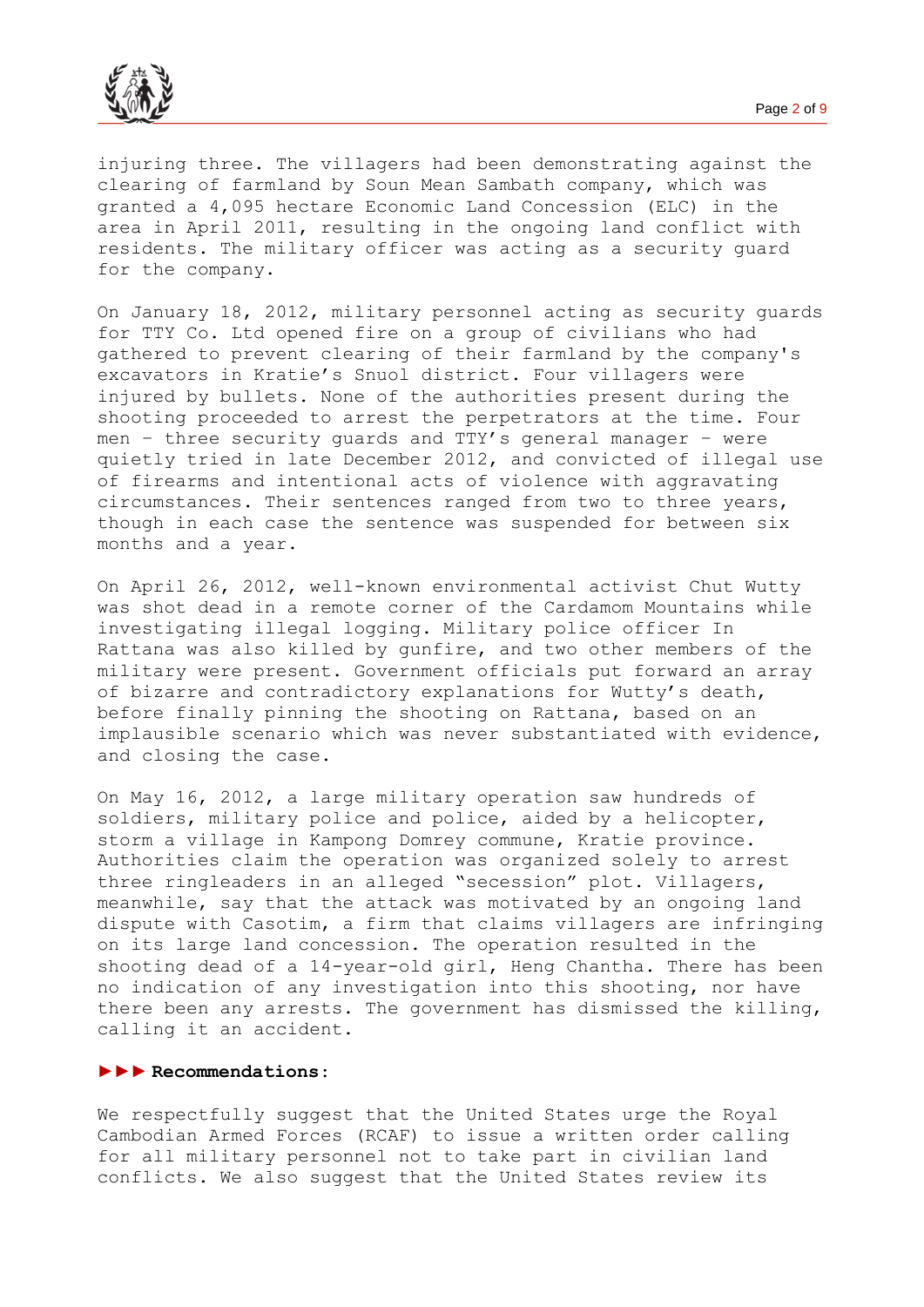injuring three. The villagers had been demonstrating against the clearing of farmland by Soun Mean Sambath company, which was granted a 4,095 hectare Economic Land Concession (ELC) in the area in April 2011, resulting in the ongoing land conflict with residents. The military officer was acting as a security guard for the company.

On January 18, 2012, military personnel acting as security guards for TTY Co. Ltd opened fire on a group of civilians who had gathered to prevent clearing of their farmland by the company's excavators in Kratie's Snuol district. Four villagers were injured by bullets. None of the authorities present during the shooting proceeded to arrest the perpetrators at the time. Four men – three security guards and TTY's general manager – were quietly tried in late December 2012, and convicted of illegal use of firearms and intentional acts of violence with aggravating circumstances. Their sentences ranged from two to three years, though in each case the sentence was suspended for between six months and a year.

On April 26, 2012, well-known environmental activist Chut Wutty was shot dead in a remote corner of the Cardamom Mountains while investigating illegal logging. Military police officer In Rattana was also killed by gunfire, and two other members of the military were present. Government officials put forward an array of bizarre and contradictory explanations for Wutty's death, before finally pinning the shooting on Rattana, based on an implausible scenario which was never substantiated with evidence, and closing the case.

On May 16, 2012, a large military operation saw hundreds of soldiers, military police and police, aided by a helicopter, storm a village in Kampong Domrey commune, Kratie province. Authorities claim the operation was organized solely to arrest three ringleaders in an alleged "secession" plot. Villagers, meanwhile, say that the attack was motivated by an ongoing land dispute with Casotim, a firm that claims villagers are infringing on its large land concession. The operation resulted in the shooting dead of a 14-year-old girl, Heng Chantha. There has been no indication of any investigation into this shooting, nor have there been any arrests. The government has dismissed the killing, calling it an accident.

**►►► Recommendations:**

We respectfully suggest that the United States urge the Royal Cambodian Armed Forces (RCAF) to issue a written order calling for all military personnel not to take part in civilian land conflicts. We also suggest that the United States review its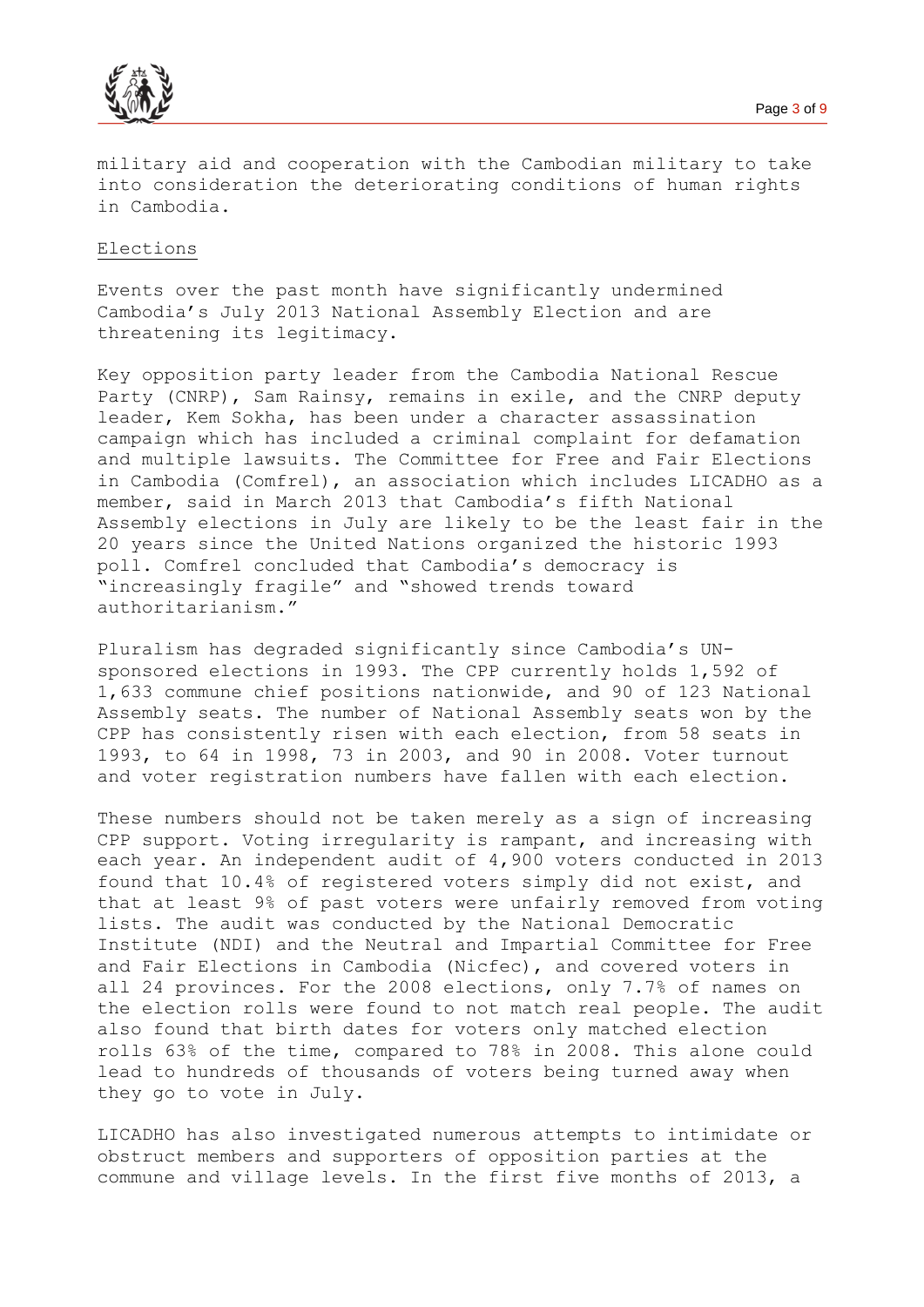military aid and cooperation with the Cambodian military to take into consideration the deteriorating conditions of human rights in Cambodia.

## Elections

Events over the past month have significantly undermined Cambodia's July 2013 National Assembly Election and are threatening its legitimacy.

Key opposition party leader from the Cambodia National Rescue Party (CNRP), Sam Rainsy, remains in exile, and the CNRP deputy leader, Kem Sokha, has been under a character assassination campaign which has included a criminal complaint for defamation and multiple lawsuits. The Committee for Free and Fair Elections in Cambodia (Comfrel), an association which includes LICADHO as a member, said in March 2013 that Cambodia's fifth National Assembly elections in July are likely to be the least fair in the 20 years since the United Nations organized the historic 1993 poll. Comfrel concluded that Cambodia's democracy is "increasingly fragile" and "showed trends toward authoritarianism."

Pluralism has degraded significantly since Cambodia's UN-sponsored elections in 1993. The CPP currently holds 1,592 of 1,633 commune chief positions nationwide, and 90 of 123 National Assembly seats. The number of National Assembly seats won by the CPP has consistently risen with each election, from 58 seats in 1993, to 64 in 1998, 73 in 2003, and 90 in 2008. Voter turnout and voter registration numbers have fallen with each election.

These numbers should not be taken merely as a sign of increasing CPP support. Voting irregularity is rampant, and increasing with each year. An independent audit of 4,900 voters conducted in 2013 found that 10.4% of registered voters simply did not exist, and that at least 9% of past voters were unfairly removed from voting lists. The audit was conducted by the National Democratic Institute (NDI) and the Neutral and Impartial Committee for Free and Fair Elections in Cambodia (Nicfec), and covered voters in all 24 provinces. For the 2008 elections, only 7.7% of names on the election rolls were found to not match real people. The audit also found that birth dates for voters only matched election rolls 63% of the time, compared to 78% in 2008. This alone could lead to hundreds of thousands of voters being turned away when they go to vote in July.

LICADHO has also investigated numerous attempts to intimidate or obstruct members and supporters of opposition parties at the commune and village levels. In the first five months of 2013, a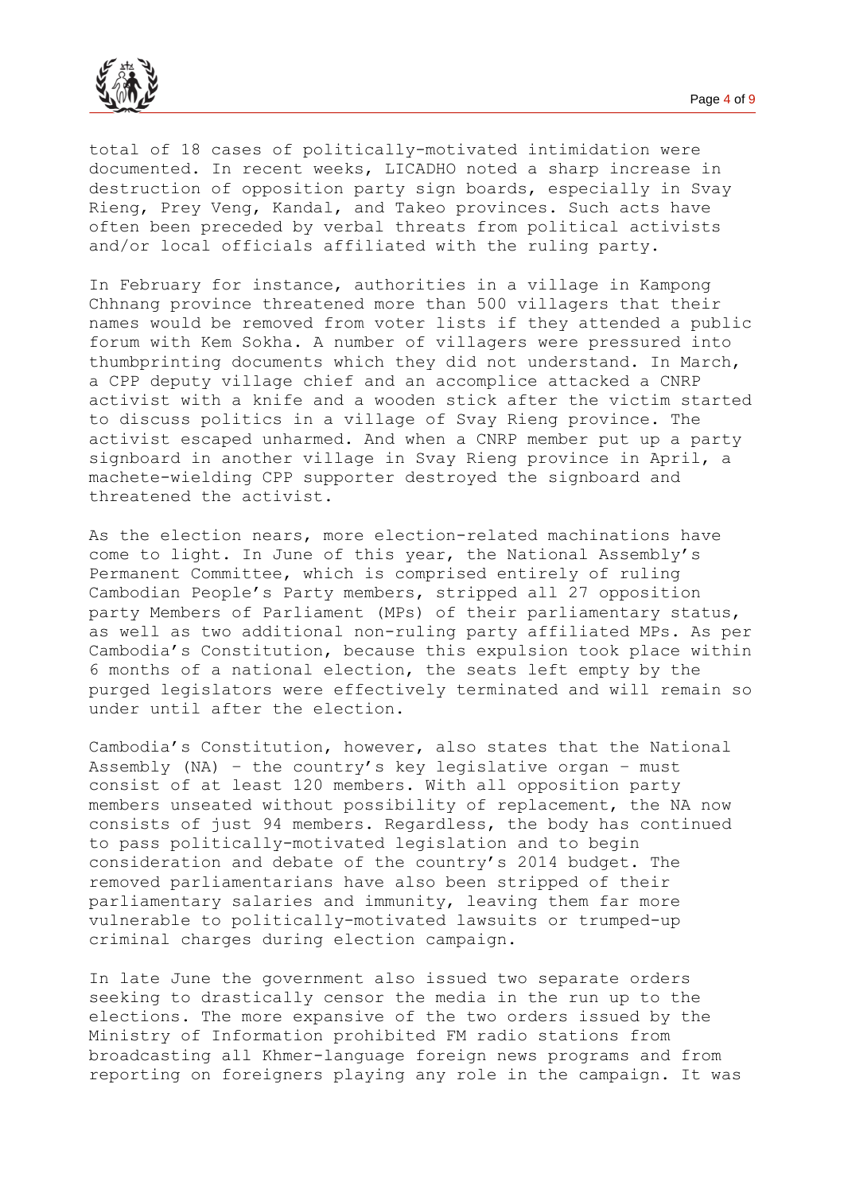total of 18 cases of politically-motivated intimidation were documented. In recent weeks, LICADHO noted a sharp increase in destruction of opposition party sign boards, especially in Svay Rieng, Prey Veng, Kandal, and Takeo provinces. Such acts have often been preceded by verbal threats from political activists and/or local officials affiliated with the ruling party.

In February for instance, authorities in a village in Kampong Chhnang province threatened more than 500 villagers that their names would be removed from voter lists if they attended a public forum with Kem Sokha. A number of villagers were pressured into thumbprinting documents which they did not understand. In March, a CPP deputy village chief and an accomplice attacked a CNRP activist with a knife and a wooden stick after the victim started to discuss politics in a village of Svay Rieng province. The activist escaped unharmed. And when a CNRP member put up a party signboard in another village in Svay Rieng province in April, a machete-wielding CPP supporter destroyed the signboard and threatened the activist.

As the election nears, more election-related machinations have come to light. In June of this year, the National Assembly's Permanent Committee, which is comprised entirely of ruling Cambodian People's Party members, stripped all 27 opposition party Members of Parliament (MPs) of their parliamentary status, as well as two additional non-ruling party affiliated MPs. As per Cambodia's Constitution, because this expulsion took place within 6 months of a national election, the seats left empty by the purged legislators were effectively terminated and will remain so under until after the election.

Cambodia's Constitution, however, also states that the National Assembly (NA) – the country's key legislative organ – must consist of at least 120 members. With all opposition party members unseated without possibility of replacement, the NA now consists of just 94 members. Regardless, the body has continued to pass politically-motivated legislation and to begin consideration and debate of the country's 2014 budget. The removed parliamentarians have also been stripped of their parliamentary salaries and immunity, leaving them far more vulnerable to politically-motivated lawsuits or trumped-up criminal charges during election campaign.

In late June the government also issued two separate orders seeking to drastically censor the media in the run up to the elections. The more expansive of the two orders issued by the Ministry of Information prohibited FM radio stations from broadcasting all Khmer-language foreign news programs and from reporting on foreigners playing any role in the campaign. It was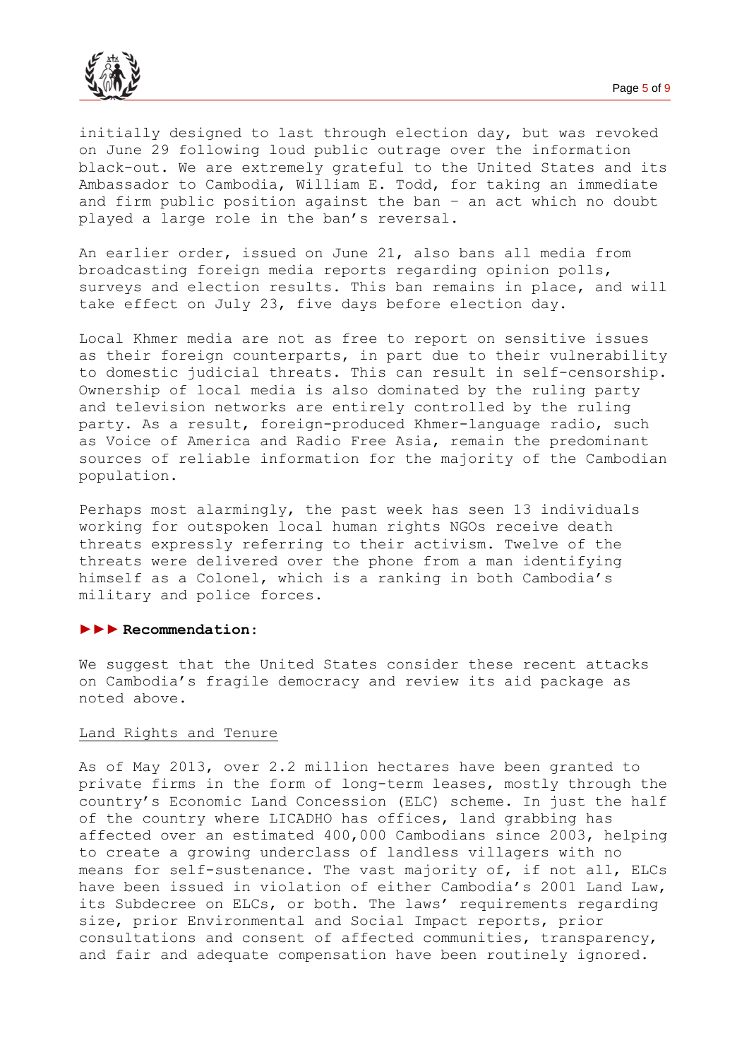initially designed to last through election day, but was revoked on June 29 following loud public outrage over the information black-out. We are extremely grateful to the United States and its Ambassador to Cambodia, William E. Todd, for taking an immediate and firm public position against the ban – an act which no doubt played a large role in the ban's reversal.

An earlier order, issued on June 21, also bans all media from broadcasting foreign media reports regarding opinion polls, surveys and election results. This ban remains in place, and will take effect on July 23, five days before election day.

Local Khmer media are not as free to report on sensitive issues as their foreign counterparts, in part due to their vulnerability to domestic judicial threats. This can result in self-censorship. Ownership of local media is also dominated by the ruling party and television networks are entirely controlled by the ruling party. As a result, foreign-produced Khmer-language radio, such as Voice of America and Radio Free Asia, remain the predominant sources of reliable information for the majority of the Cambodian population.

Perhaps most alarmingly, the past week has seen 13 individuals working for outspoken local human rights NGOs receive death threats expressly referring to their activism. Twelve of the threats were delivered over the phone from a man identifying himself as a Colonel, which is a ranking in both Cambodia's military and police forces.

►►► **Recommendation:**

We suggest that the United States consider these recent attacks on Cambodia's fragile democracy and review its aid package as noted above.

<u>Land Rights and Tenure</u>

As of May 2013, over 2.2 million hectares have been granted to private firms in the form of long-term leases, mostly through the country's Economic Land Concession (ELC) scheme. In just the half of the country where LICADHO has offices, land grabbing has affected over an estimated 400,000 Cambodians since 2003, helping to create a growing underclass of landless villagers with no means for self-sustenance. The vast majority of, if not all, ELCs have been issued in violation of either Cambodia's 2001 Land Law, its Subdecree on ELCs, or both. The laws' requirements regarding size, prior Environmental and Social Impact reports, prior consultations and consent of affected communities, transparency, and fair and adequate compensation have been routinely ignored.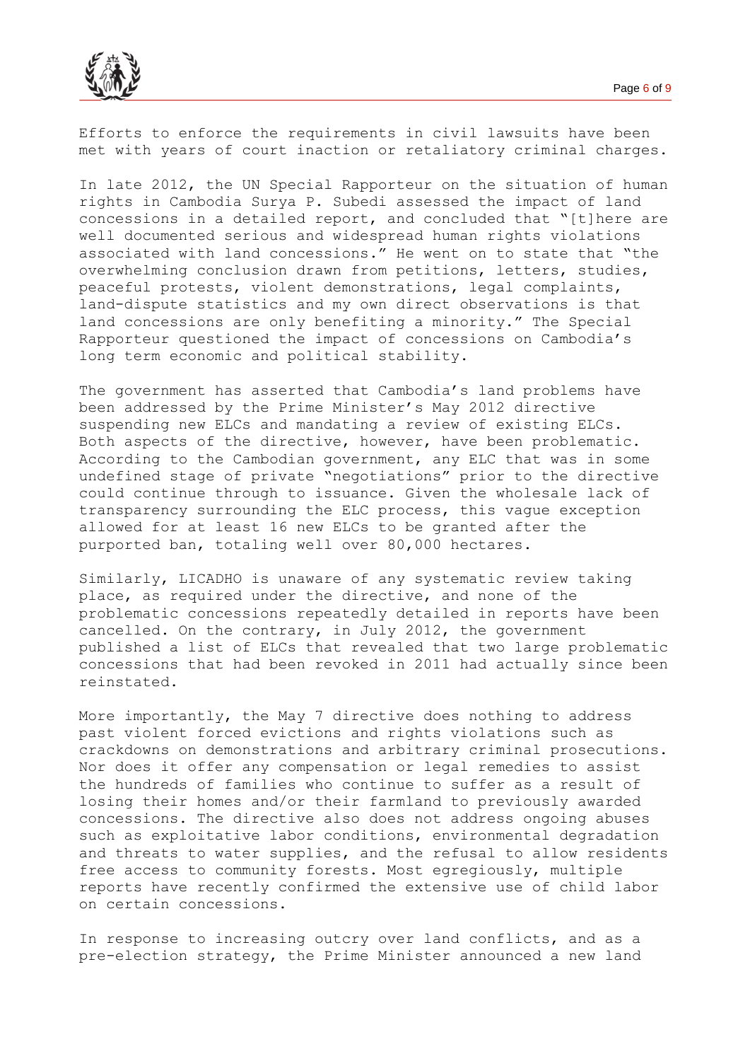Efforts to enforce the requirements in civil lawsuits have been met with years of court inaction or retaliatory criminal charges.

In late 2012, the UN Special Rapporteur on the situation of human rights in Cambodia Surya P. Subedi assessed the impact of land concessions in a detailed report, and concluded that "[t]here are well documented serious and widespread human rights violations associated with land concessions." He went on to state that "the overwhelming conclusion drawn from petitions, letters, studies, peaceful protests, violent demonstrations, legal complaints, land-dispute statistics and my own direct observations is that land concessions are only benefiting a minority." The Special Rapporteur questioned the impact of concessions on Cambodia's long term economic and political stability.

The government has asserted that Cambodia's land problems have been addressed by the Prime Minister's May 2012 directive suspending new ELCs and mandating a review of existing ELCs. Both aspects of the directive, however, have been problematic. According to the Cambodian government, any ELC that was in some undefined stage of private "negotiations" prior to the directive could continue through to issuance. Given the wholesale lack of transparency surrounding the ELC process, this vague exception allowed for at least 16 new ELCs to be granted after the purported ban, totaling well over 80,000 hectares.

Similarly, LICADHO is unaware of any systematic review taking place, as required under the directive, and none of the problematic concessions repeatedly detailed in reports have been cancelled. On the contrary, in July 2012, the government published a list of ELCs that revealed that two large problematic concessions that had been revoked in 2011 had actually since been reinstated.

More importantly, the May 7 directive does nothing to address past violent forced evictions and rights violations such as crackdowns on demonstrations and arbitrary criminal prosecutions. Nor does it offer any compensation or legal remedies to assist the hundreds of families who continue to suffer as a result of losing their homes and/or their farmland to previously awarded concessions. The directive also does not address ongoing abuses such as exploitative labor conditions, environmental degradation and threats to water supplies, and the refusal to allow residents free access to community forests. Most egregiously, multiple reports have recently confirmed the extensive use of child labor on certain concessions.

In response to increasing outcry over land conflicts, and as a pre-election strategy, the Prime Minister announced a new land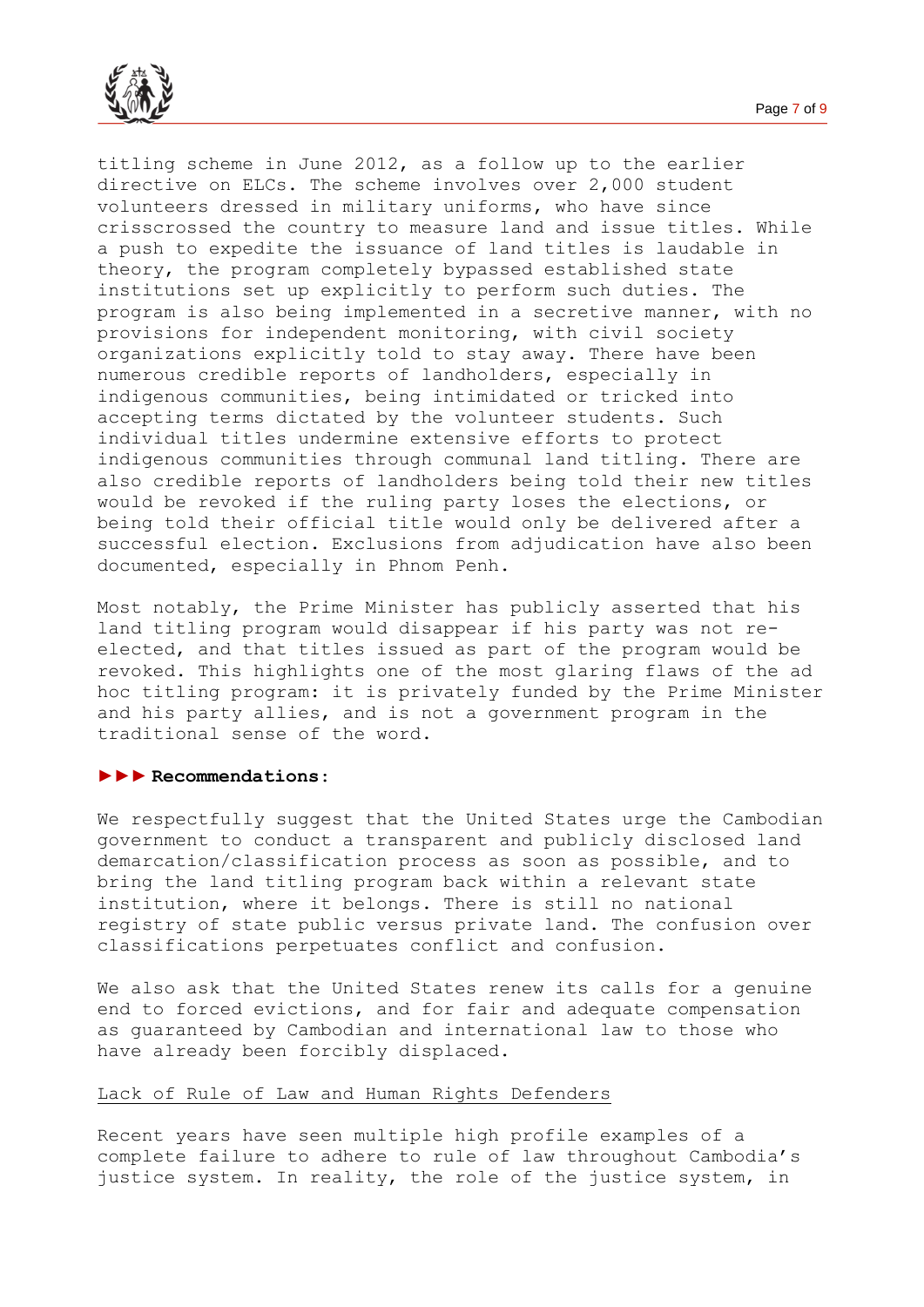titling scheme in June 2012, as a follow up to the earlier directive on ELCs. The scheme involves over 2,000 student volunteers dressed in military uniforms, who have since crisscrossed the country to measure land and issue titles. While a push to expedite the issuance of land titles is laudable in theory, the program completely bypassed established state institutions set up explicitly to perform such duties. The program is also being implemented in a secretive manner, with no provisions for independent monitoring, with civil society organizations explicitly told to stay away. There have been numerous credible reports of landholders, especially in indigenous communities, being intimidated or tricked into accepting terms dictated by the volunteer students. Such individual titles undermine extensive efforts to protect indigenous communities through communal land titling. There are also credible reports of landholders being told their new titles would be revoked if the ruling party loses the elections, or being told their official title would only be delivered after a successful election. Exclusions from adjudication have also been documented, especially in Phnom Penh.

Most notably, the Prime Minister has publicly asserted that his land titling program would disappear if his party was not re-elected, and that titles issued as part of the program would be revoked. This highlights one of the most glaring flaws of the ad hoc titling program: it is privately funded by the Prime Minister and his party allies, and is not a government program in the traditional sense of the word.

**►►► Recommendations:**

We respectfully suggest that the United States urge the Cambodian government to conduct a transparent and publicly disclosed land demarcation/classification process as soon as possible, and to bring the land titling program back within a relevant state institution, where it belongs. There is still no national registry of state public versus private land. The confusion over classifications perpetuates conflict and confusion.

We also ask that the United States renew its calls for a genuine end to forced evictions, and for fair and adequate compensation as guaranteed by Cambodian and international law to those who have already been forcibly displaced.

## Lack of Rule of Law and Human Rights Defenders

Recent years have seen multiple high profile examples of a complete failure to adhere to rule of law throughout Cambodia's justice system. In reality, the role of the justice system, in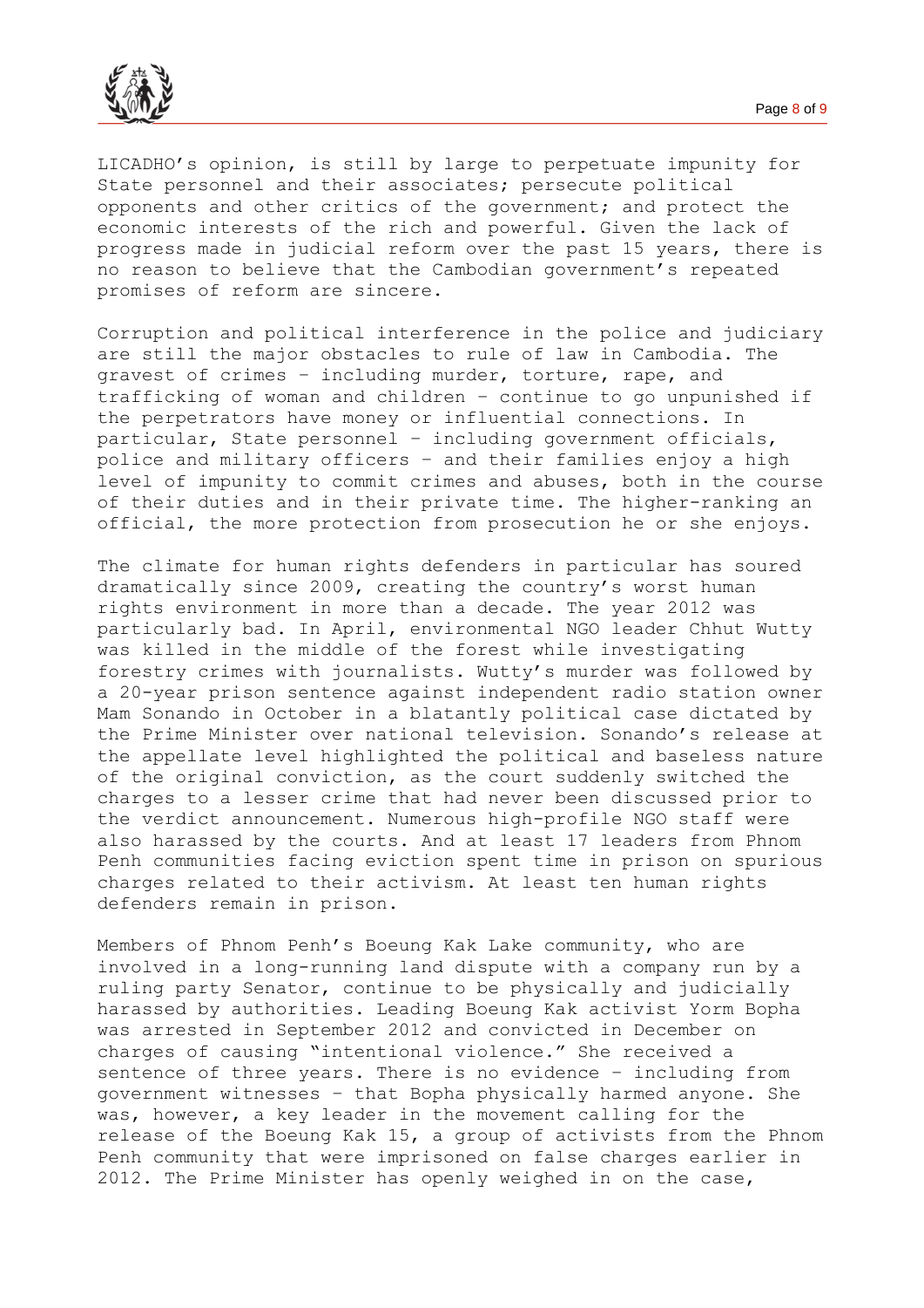LICADHO's opinion, is still by large to perpetuate impunity for State personnel and their associates; persecute political opponents and other critics of the government; and protect the economic interests of the rich and powerful. Given the lack of progress made in judicial reform over the past 15 years, there is no reason to believe that the Cambodian government's repeated promises of reform are sincere.

Corruption and political interference in the police and judiciary are still the major obstacles to rule of law in Cambodia. The gravest of crimes – including murder, torture, rape, and trafficking of woman and children – continue to go unpunished if the perpetrators have money or influential connections. In particular, State personnel – including government officials, police and military officers – and their families enjoy a high level of impunity to commit crimes and abuses, both in the course of their duties and in their private time. The higher-ranking an official, the more protection from prosecution he or she enjoys.

The climate for human rights defenders in particular has soured dramatically since 2009, creating the country's worst human rights environment in more than a decade. The year 2012 was particularly bad. In April, environmental NGO leader Chhut Wutty was killed in the middle of the forest while investigating forestry crimes with journalists. Wutty's murder was followed by a 20-year prison sentence against independent radio station owner Mam Sonando in October in a blatantly political case dictated by the Prime Minister over national television. Sonando's release at the appellate level highlighted the political and baseless nature of the original conviction, as the court suddenly switched the charges to a lesser crime that had never been discussed prior to the verdict announcement. Numerous high-profile NGO staff were also harassed by the courts. And at least 17 leaders from Phnom Penh communities facing eviction spent time in prison on spurious charges related to their activism. At least ten human rights defenders remain in prison.

Members of Phnom Penh's Boeung Kak Lake community, who are involved in a long-running land dispute with a company run by a ruling party Senator, continue to be physically and judicially harassed by authorities. Leading Boeung Kak activist Yorm Bopha was arrested in September 2012 and convicted in December on charges of causing "intentional violence." She received a sentence of three years. There is no evidence – including from government witnesses – that Bopha physically harmed anyone. She was, however, a key leader in the movement calling for the release of the Boeung Kak 15, a group of activists from the Phnom Penh community that were imprisoned on false charges earlier in 2012. The Prime Minister has openly weighed in on the case,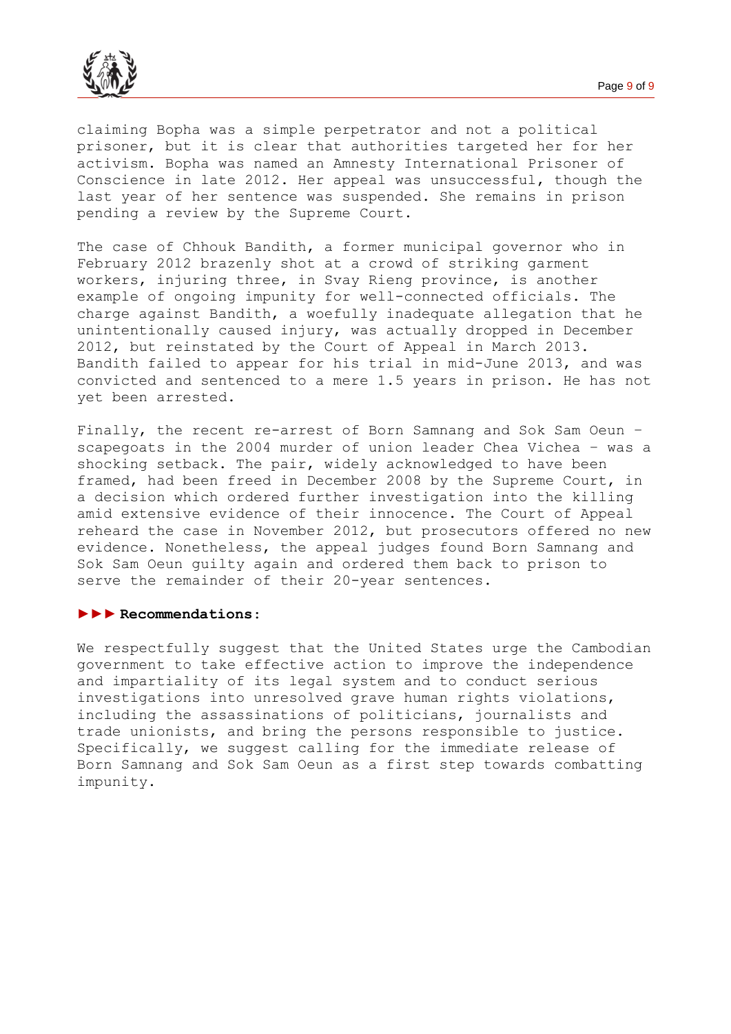claiming Bopha was a simple perpetrator and not a political prisoner, but it is clear that authorities targeted her for her activism. Bopha was named an Amnesty International Prisoner of Conscience in late 2012. Her appeal was unsuccessful, though the last year of her sentence was suspended. She remains in prison pending a review by the Supreme Court.

The case of Chhouk Bandith, a former municipal governor who in February 2012 brazenly shot at a crowd of striking garment workers, injuring three, in Svay Rieng province, is another example of ongoing impunity for well-connected officials. The charge against Bandith, a woefully inadequate allegation that he unintentionally caused injury, was actually dropped in December 2012, but reinstated by the Court of Appeal in March 2013. Bandith failed to appear for his trial in mid-June 2013, and was convicted and sentenced to a mere 1.5 years in prison. He has not yet been arrested.

Finally, the recent re-arrest of Born Samnang and Sok Sam Oeun – scapegoats in the 2004 murder of union leader Chea Vichea – was a shocking setback. The pair, widely acknowledged to have been framed, had been freed in December 2008 by the Supreme Court, in a decision which ordered further investigation into the killing amid extensive evidence of their innocence. The Court of Appeal reheard the case in November 2012, but prosecutors offered no new evidence. Nonetheless, the appeal judges found Born Samnang and Sok Sam Oeun guilty again and ordered them back to prison to serve the remainder of their 20-year sentences.

### ►►► Recommendations:

We respectfully suggest that the United States urge the Cambodian government to take effective action to improve the independence and impartiality of its legal system and to conduct serious investigations into unresolved grave human rights violations, including the assassinations of politicians, journalists and trade unionists, and bring the persons responsible to justice. Specifically, we suggest calling for the immediate release of Born Samnang and Sok Sam Oeun as a first step towards combatting impunity.